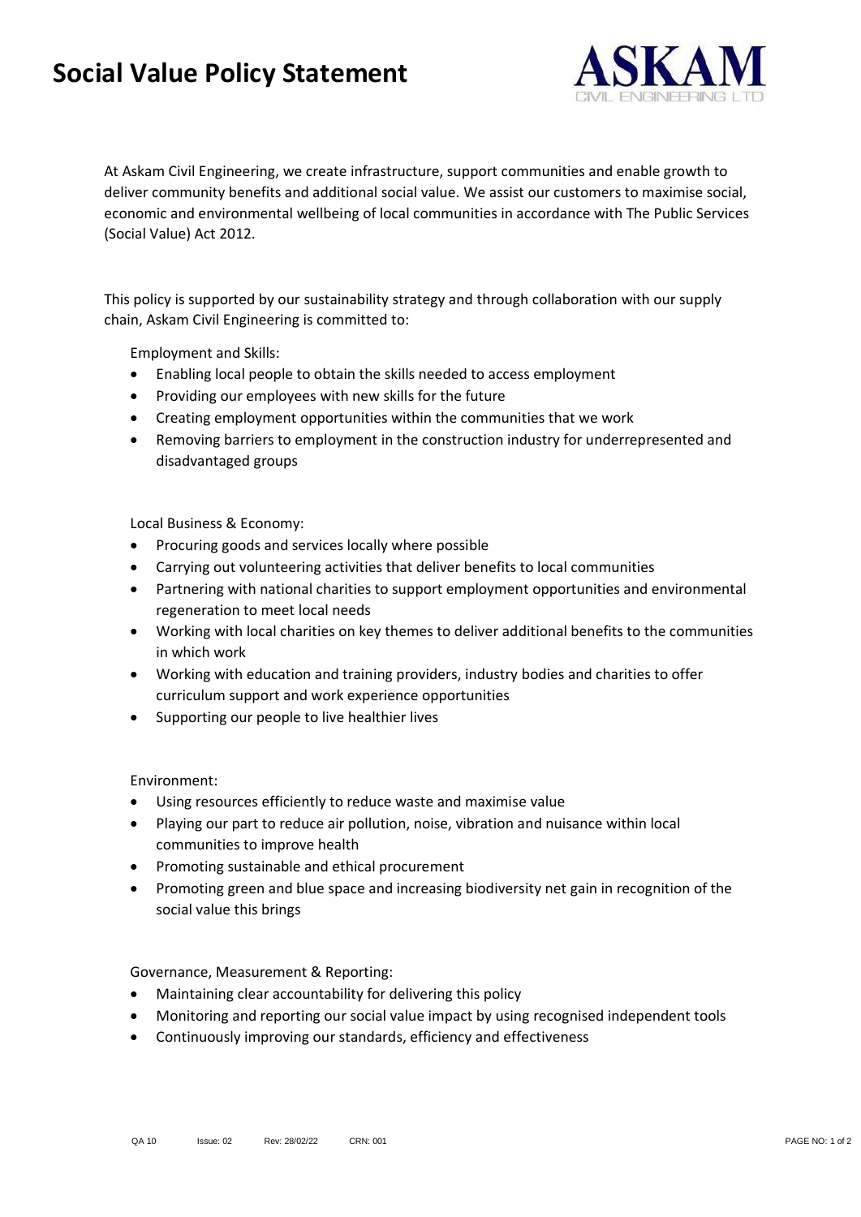# Social Value Policy Statement

At Askam Civil Engineering, we create infrastructure, support communities and enable growth to deliver community benefits and additional social value. We assist our customers to maximise social, economic and environmental wellbeing of local communities in accordance with The Public Services (Social Value) Act 2012.

This policy is supported by our sustainability strategy and through collaboration with our supply chain, Askam Civil Engineering is committed to:

Employment and Skills:

- Enabling local people to obtain the skills needed to access employment
- Providing our employees with new skills for the future
- Creating employment opportunities within the communities that we work
- Removing barriers to employment in the construction industry for underrepresented and disadvantaged groups

Local Business & Economy:

- Procuring goods and services locally where possible
- Carrying out volunteering activities that deliver benefits to local communities
- Partnering with national charities to support employment opportunities and environmental regeneration to meet local needs
- Working with local charities on key themes to deliver additional benefits to the communities in which work
- Working with education and training providers, industry bodies and charities to offer curriculum support and work experience opportunities
- Supporting our people to live healthier lives

Environment:

- Using resources efficiently to reduce waste and maximise value
- Playing our part to reduce air pollution, noise, vibration and nuisance within local communities to improve health
- Promoting sustainable and ethical procurement
- Promoting green and blue space and increasing biodiversity net gain in recognition of the social value this brings

Governance, Measurement & Reporting:

- Maintaining clear accountability for delivering this policy
- Monitoring and reporting our social value impact by using recognised independent tools
- Continuously improving our standards, efficiency and effectiveness

QA 10 Issue: 02 Rev: 28/02/22 CRN: 001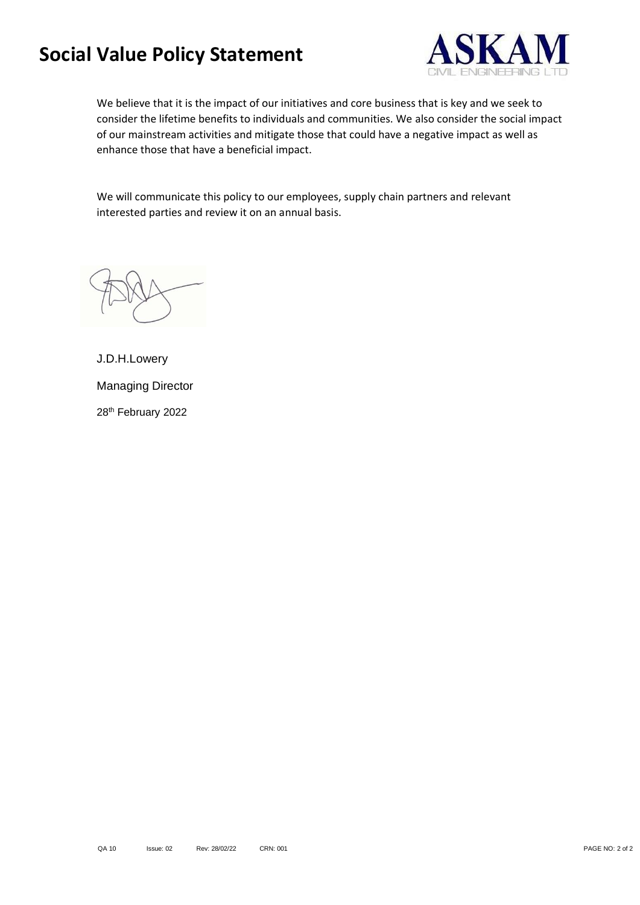# Social Value Policy Statement

We believe that it is the impact of our initiatives and core business that is key and we seek to consider the lifetime benefits to individuals and communities. We also consider the social impact of our mainstream activities and mitigate those that could have a negative impact as well as enhance those that have a beneficial impact.

We will communicate this policy to our employees, supply chain partners and relevant interested parties and review it on an annual basis.

J.D.H.Lowery

Managing Director

28th February 2022